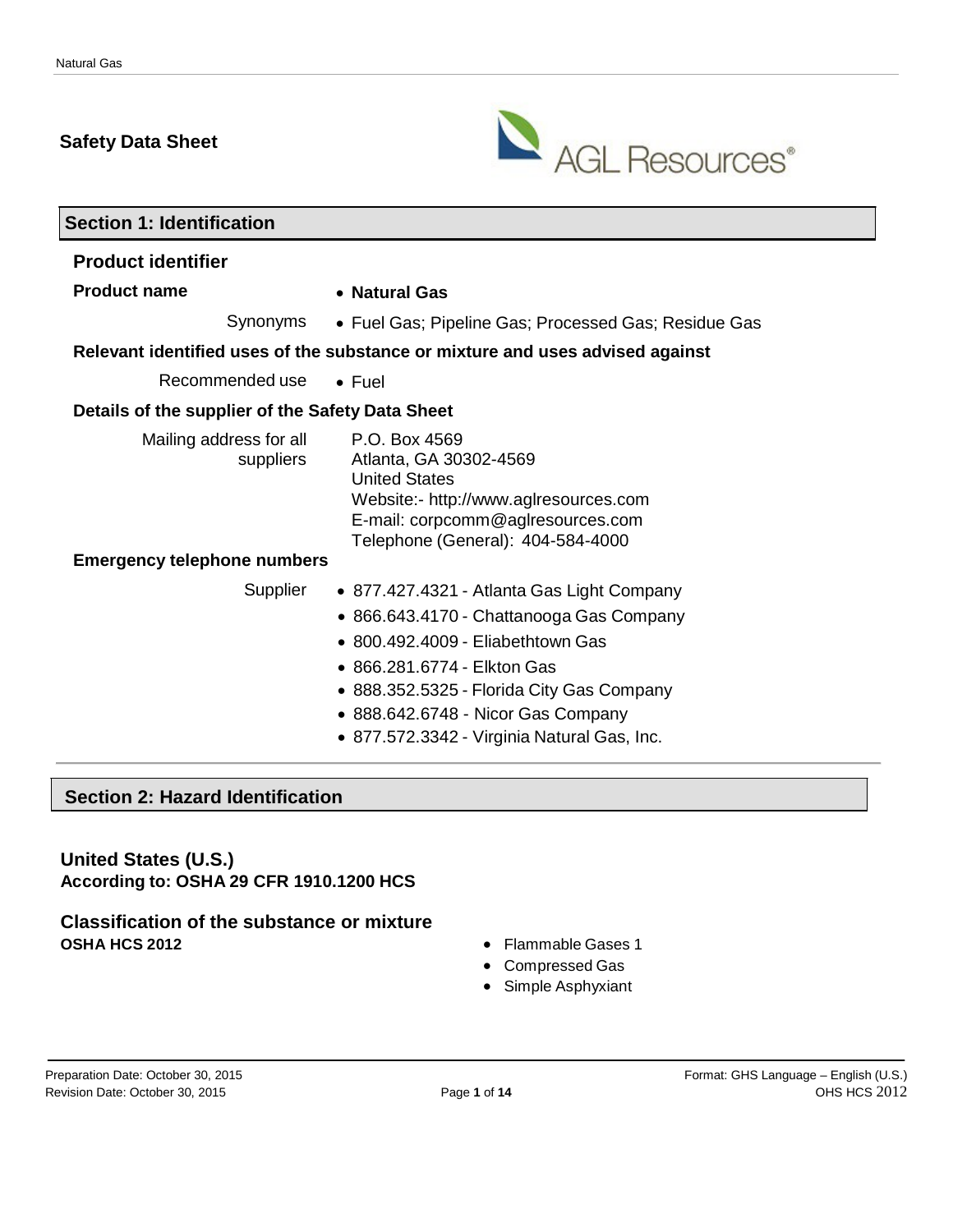# Safety Data Sheet

AGL Resources®

## Section 1: Identification

### Product identifier

**Product name**
- **Natural Gas**

Synonyms
- Fuel Gas; Pipeline Gas; Processed Gas; Residue Gas

### Relevant identified uses of the substance or mixture and uses advised against

Recommended use
- Fuel

### Details of the supplier of the Safety Data Sheet

Mailing address for all suppliers

P.O. Box 4569
Atlanta, GA 30302-4569
United States
Website:- http://www.aglresources.com
E-mail: corpcomm@aglresources.com
Telephone (General): 404-584-4000

### Emergency telephone numbers

Supplier
- 877.427.4321 - Atlanta Gas Light Company
- 866.643.4170 - Chattanooga Gas Company
- 800.492.4009 - Eliabethtown Gas
- 866.281.6774 - Elkton Gas
- 888.352.5325 - Florida City Gas Company
- 888.642.6748 - Nicor Gas Company
- 877.572.3342 - Virginia Natural Gas, Inc.

## Section 2: Hazard Identification

### United States (U.S.)

**According to: OSHA 29 CFR 1910.1200 HCS**

### Classification of the substance or mixture

**OSHA HCS 2012**
- Flammable Gases 1
- Compressed Gas
- Simple Asphyxiant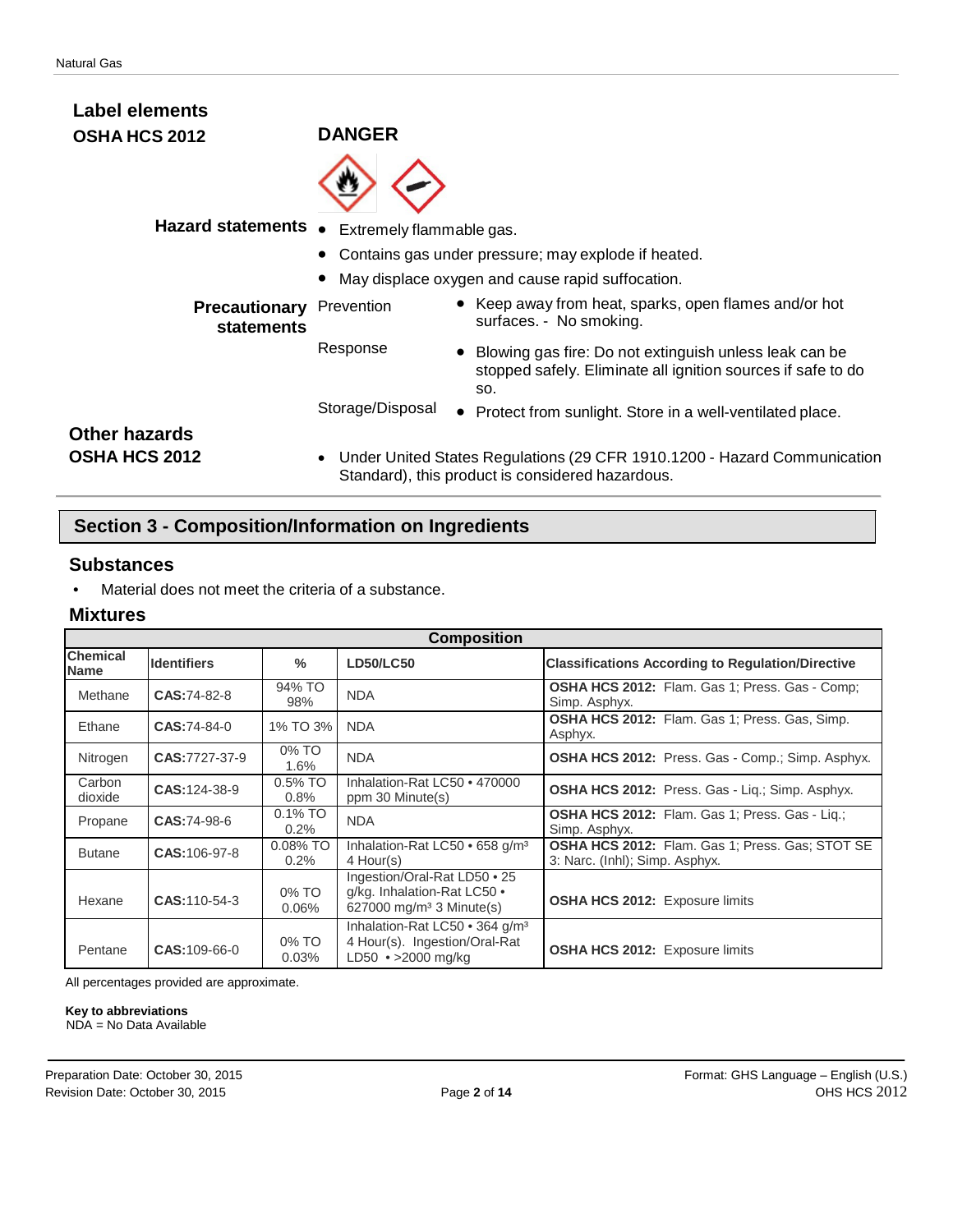## Label elements

**OSHA HCS 2012**

**DANGER**

**Hazard statements**

- Extremely flammable gas.
- Contains gas under pressure; may explode if heated.
- May displace oxygen and cause rapid suffocation.

**Precautionary statements**

Prevention

- Keep away from heat, sparks, open flames and/or hot surfaces. - No smoking.

Response

- Blowing gas fire: Do not extinguish unless leak can be stopped safely. Eliminate all ignition sources if safe to do so.

Storage/Disposal

- Protect from sunlight. Store in a well-ventilated place.

## Other hazards

**OSHA HCS 2012**

- Under United States Regulations (29 CFR 1910.1200 - Hazard Communication Standard), this product is considered hazardous.

# Section 3 - Composition/Information on Ingredients

## Substances

- Material does not meet the criteria of a substance.

## Mixtures

| Composition | | | | |
|---|---|---|---|---|
| **Chemical Name** | **Identifiers** | **%** | **LD50/LC50** | **Classifications According to Regulation/Directive** |
| Methane | **CAS:**74-82-8 | 94% TO 98% | NDA | **OSHA HCS 2012:** Flam. Gas 1; Press. Gas - Comp; Simp. Asphyx. |
| Ethane | **CAS:**74-84-0 | 1% TO 3% | NDA | **OSHA HCS 2012:** Flam. Gas 1; Press. Gas, Simp. Asphyx. |
| Nitrogen | **CAS:**7727-37-9 | 0% TO 1.6% | NDA | **OSHA HCS 2012:** Press. Gas - Comp.; Simp. Asphyx. |
| Carbon dioxide | **CAS:**124-38-9 | 0.5% TO 0.8% | Inhalation-Rat LC50 • 470000 ppm 30 Minute(s) | **OSHA HCS 2012:** Press. Gas - Liq.; Simp. Asphyx. |
| Propane | **CAS:**74-98-6 | 0.1% TO 0.2% | NDA | **OSHA HCS 2012:** Flam. Gas 1; Press. Gas - Liq.; Simp. Asphyx. |
| Butane | **CAS:**106-97-8 | 0.08% TO 0.2% | Inhalation-Rat LC50 • 658 g/m³ 4 Hour(s) | **OSHA HCS 2012:** Flam. Gas 1; Press. Gas; STOT SE 3: Narc. (Inhl); Simp. Asphyx. |
| Hexane | **CAS:**110-54-3 | 0% TO 0.06% | Ingestion/Oral-Rat LD50 • 25 g/kg. Inhalation-Rat LC50 • 627000 mg/m³ 3 Minute(s) | **OSHA HCS 2012:** Exposure limits |
| Pentane | **CAS:**109-66-0 | 0% TO 0.03% | Inhalation-Rat LC50 • 364 g/m³ 4 Hour(s). Ingestion/Oral-Rat LD50 • >2000 mg/kg | **OSHA HCS 2012:** Exposure limits |

All percentages provided are approximate.

**Key to abbreviations**

NDA = No Data Available

Preparation Date: October 30, 2015
Revision Date: October 30, 2015

Format: GHS Language – English (U.S.)
OHS HCS 2012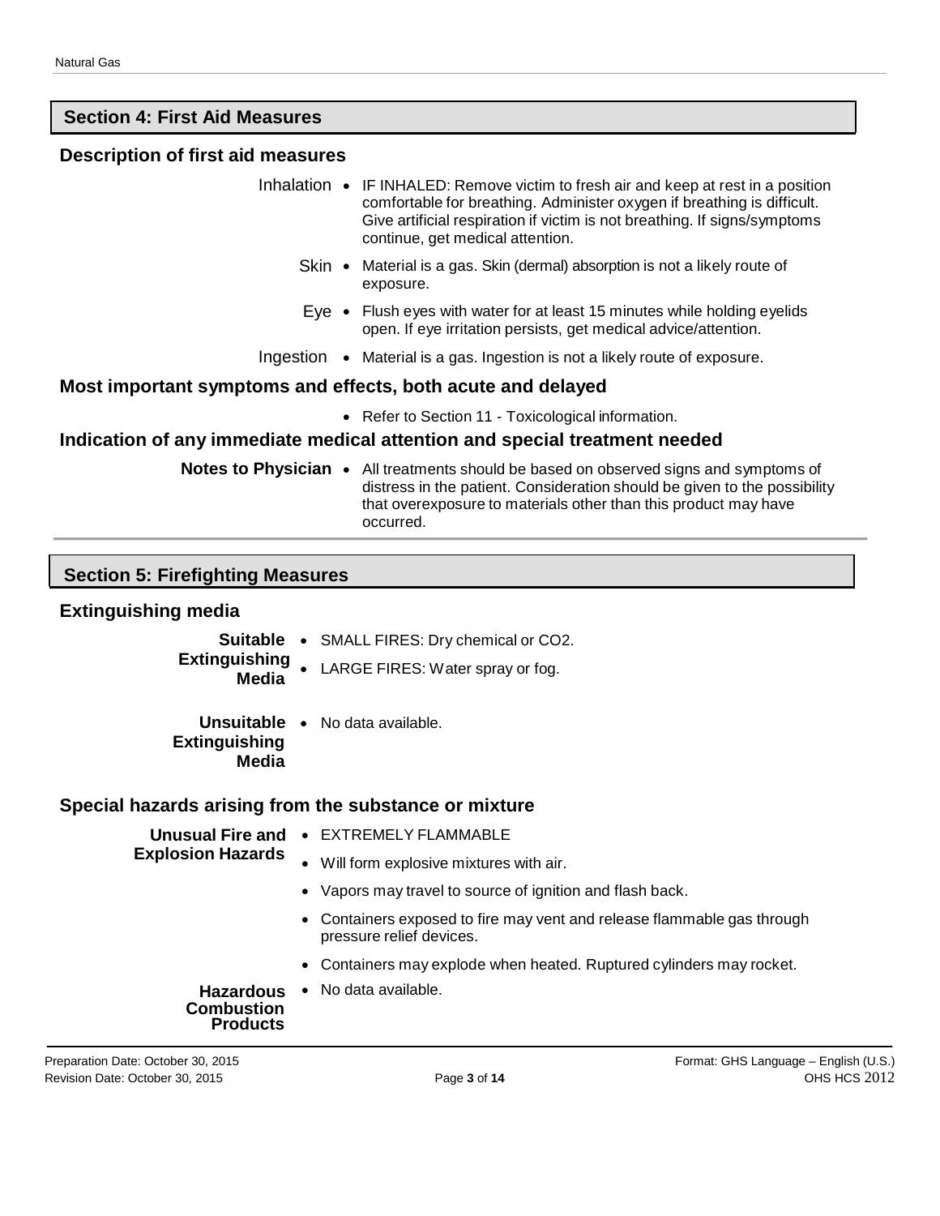## Section 4: First Aid Measures

### Description of first aid measures

**Inhalation**
- IF INHALED: Remove victim to fresh air and keep at rest in a position comfortable for breathing. Administer oxygen if breathing is difficult. Give artificial respiration if victim is not breathing. If signs/symptoms continue, get medical attention.

**Skin**
- Material is a gas. Skin (dermal) absorption is not a likely route of exposure.

**Eye**
- Flush eyes with water for at least 15 minutes while holding eyelids open. If eye irritation persists, get medical advice/attention.

**Ingestion**
- Material is a gas. Ingestion is not a likely route of exposure.

### Most important symptoms and effects, both acute and delayed

- Refer to Section 11 - Toxicological information.

### Indication of any immediate medical attention and special treatment needed

**Notes to Physician**
- All treatments should be based on observed signs and symptoms of distress in the patient. Consideration should be given to the possibility that overexposure to materials other than this product may have occurred.

## Section 5: Firefighting Measures

### Extinguishing media

**Suitable Extinguishing Media**
- SMALL FIRES: Dry chemical or $CO_2$.
- LARGE FIRES: Water spray or fog.

**Unsuitable Extinguishing Media**
- No data available.

### Special hazards arising from the substance or mixture

**Unusual Fire and Explosion Hazards**
- EXTREMELY FLAMMABLE
- Will form explosive mixtures with air.
- Vapors may travel to source of ignition and flash back.
- Containers exposed to fire may vent and release flammable gas through pressure relief devices.
- Containers may explode when heated. Ruptured cylinders may rocket.

**Hazardous Combustion Products**
- No data available.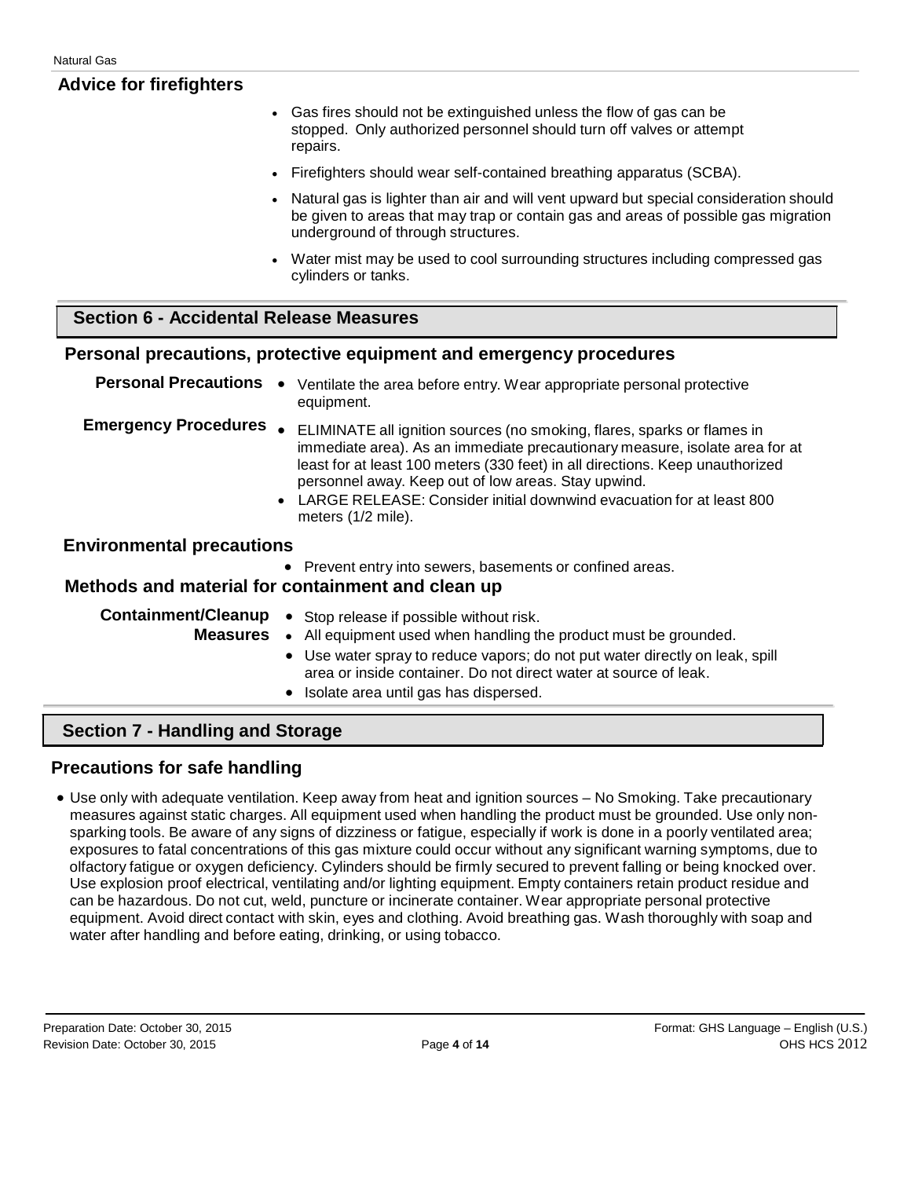### Advice for firefighters

- Gas fires should not be extinguished unless the flow of gas can be stopped. Only authorized personnel should turn off valves or attempt repairs.
- Firefighters should wear self-contained breathing apparatus (SCBA).
- Natural gas is lighter than air and will vent upward but special consideration should be given to areas that may trap or contain gas and areas of possible gas migration underground of through structures.
- Water mist may be used to cool surrounding structures including compressed gas cylinders or tanks.

## Section 6 - Accidental Release Measures

### Personal precautions, protective equipment and emergency procedures

**Personal Precautions**

- Ventilate the area before entry. Wear appropriate personal protective equipment.

**Emergency Procedures**

- ELIMINATE all ignition sources (no smoking, flares, sparks or flames in immediate area). As an immediate precautionary measure, isolate area for at least for at least 100 meters (330 feet) in all directions. Keep unauthorized personnel away. Keep out of low areas. Stay upwind.
- LARGE RELEASE: Consider initial downwind evacuation for at least 800 meters (1/2 mile).

### Environmental precautions

- Prevent entry into sewers, basements or confined areas.

### Methods and material for containment and clean up

**Containment/Cleanup Measures**

- Stop release if possible without risk.
- All equipment used when handling the product must be grounded.
- Use water spray to reduce vapors; do not put water directly on leak, spill area or inside container. Do not direct water at source of leak.
- Isolate area until gas has dispersed.

## Section 7 - Handling and Storage

### Precautions for safe handling

- Use only with adequate ventilation. Keep away from heat and ignition sources – No Smoking. Take precautionary measures against static charges. All equipment used when handling the product must be grounded. Use only non-sparking tools. Be aware of any signs of dizziness or fatigue, especially if work is done in a poorly ventilated area; exposures to fatal concentrations of this gas mixture could occur without any significant warning symptoms, due to olfactory fatigue or oxygen deficiency. Cylinders should be firmly secured to prevent falling or being knocked over. Use explosion proof electrical, ventilating and/or lighting equipment. Empty containers retain product residue and can be hazardous. Do not cut, weld, puncture or incinerate container. Wear appropriate personal protective equipment. Avoid direct contact with skin, eyes and clothing. Avoid breathing gas. Wash thoroughly with soap and water after handling and before eating, drinking, or using tobacco.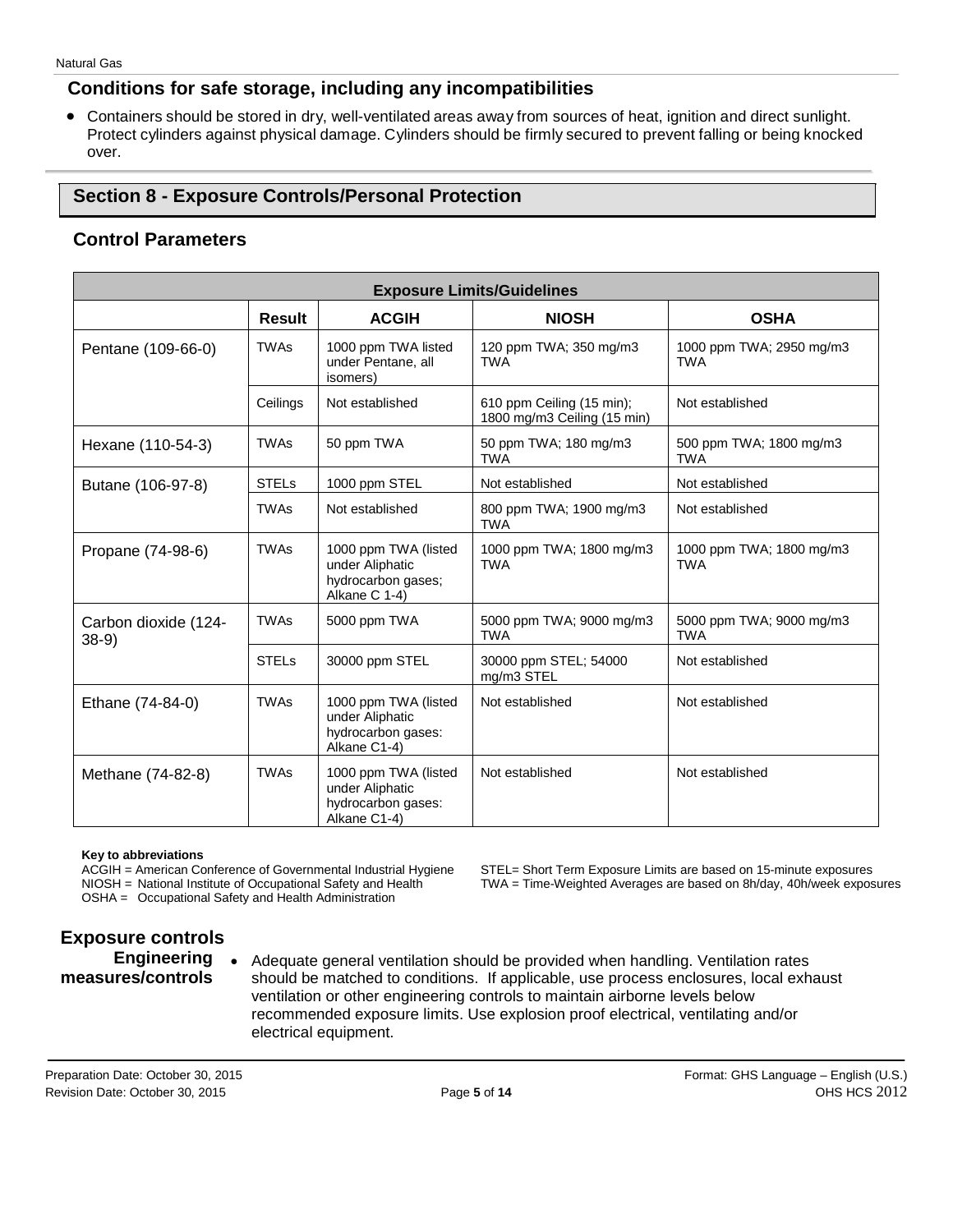## Conditions for safe storage, including any incompatibilities

- Containers should be stored in dry, well-ventilated areas away from sources of heat, ignition and direct sunlight. Protect cylinders against physical damage. Cylinders should be firmly secured to prevent falling or being knocked over.

# Section 8 - Exposure Controls/Personal Protection

## Control Parameters

| Exposure Limits/Guidelines | | | | |
|---|---|---|---|---|
| | **Result** | **ACGIH** | **NIOSH** | **OSHA** |
| Pentane (109-66-0) | TWAs | 1000 ppm TWA listed under Pentane, all isomers) | 120 ppm TWA; 350 mg/m3 TWA | 1000 ppm TWA; 2950 mg/m3 TWA |
| | Ceilings | Not established | 610 ppm Ceiling (15 min); 1800 mg/m3 Ceiling (15 min) | Not established |
| Hexane (110-54-3) | TWAs | 50 ppm TWA | 50 ppm TWA; 180 mg/m3 TWA | 500 ppm TWA; 1800 mg/m3 TWA |
| Butane (106-97-8) | STELs | 1000 ppm STEL | Not established | Not established |
| | TWAs | Not established | 800 ppm TWA; 1900 mg/m3 TWA | Not established |
| Propane (74-98-6) | TWAs | 1000 ppm TWA (listed under Aliphatic hydrocarbon gases; Alkane C 1-4) | 1000 ppm TWA; 1800 mg/m3 TWA | 1000 ppm TWA; 1800 mg/m3 TWA |
| Carbon dioxide (124-38-9) | TWAs | 5000 ppm TWA | 5000 ppm TWA; 9000 mg/m3 TWA | 5000 ppm TWA; 9000 mg/m3 TWA |
| | STELs | 30000 ppm STEL | 30000 ppm STEL; 54000 mg/m3 STEL | Not established |
| Ethane (74-84-0) | TWAs | 1000 ppm TWA (listed under Aliphatic hydrocarbon gases: Alkane C1-4) | Not established | Not established |
| Methane (74-82-8) | TWAs | 1000 ppm TWA (listed under Aliphatic hydrocarbon gases: Alkane C1-4) | Not established | Not established |

**Key to abbreviations**

ACGIH = American Conference of Governmental Industrial Hygiene
NIOSH = National Institute of Occupational Safety and Health
OSHA = Occupational Safety and Health Administration
STEL= Short Term Exposure Limits are based on 15-minute exposures
TWA = Time-Weighted Averages are based on 8h/day, 40h/week exposures

## Exposure controls

**Engineering measures/controls**

- Adequate general ventilation should be provided when handling. Ventilation rates should be matched to conditions. If applicable, use process enclosures, local exhaust ventilation or other engineering controls to maintain airborne levels below recommended exposure limits. Use explosion proof electrical, ventilating and/or electrical equipment.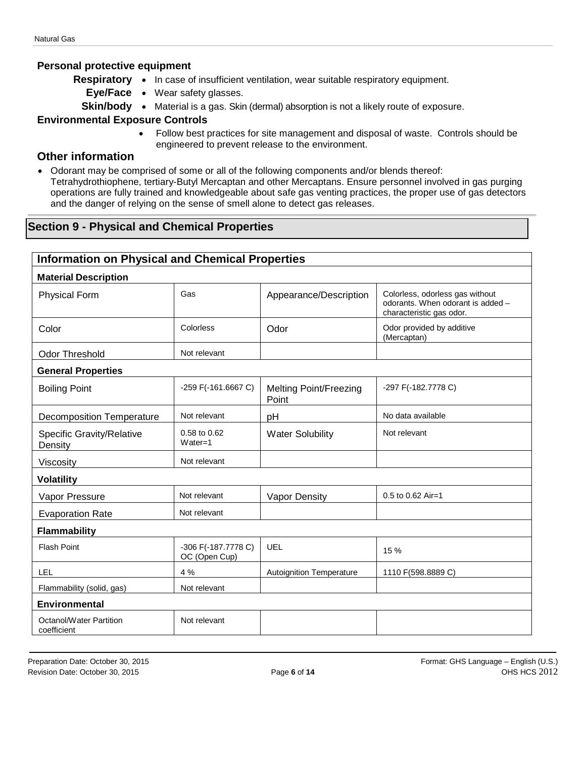### Personal protective equipment

**Respiratory**
- In case of insufficient ventilation, wear suitable respiratory equipment.

**Eye/Face**
- Wear safety glasses.

**Skin/body**
- Material is a gas. Skin (dermal) absorption is not a likely route of exposure.

### Environmental Exposure Controls

- Follow best practices for site management and disposal of waste. Controls should be engineered to prevent release to the environment.

### Other information

- Odorant may be comprised of some or all of the following components and/or blends thereof: Tetrahydrothiophene, tertiary-Butyl Mercaptan and other Mercaptans. Ensure personnel involved in gas purging operations are fully trained and knowledgeable about safe gas venting practices, the proper use of gas detectors and the danger of relying on the sense of smell alone to detect gas releases.

## Section 9 - Physical and Chemical Properties

| Information on Physical and Chemical Properties | | | |
|---|---|---|---|
| **Material Description** | | | |
| Physical Form | Gas | Appearance/Description | Colorless, odorless gas without odorants. When odorant is added – characteristic gas odor. |
| Color | Colorless | Odor | Odor provided by additive (Mercaptan) |
| Odor Threshold | Not relevant | | |
| **General Properties** | | | |
| Boiling Point | -259 F(-161.6667 C) | Melting Point/Freezing Point | -297 F(-182.7778 C) |
| Decomposition Temperature | Not relevant | pH | No data available |
| Specific Gravity/Relative Density | 0.58 to 0.62 Water=1 | Water Solubility | Not relevant |
| Viscosity | Not relevant | | |
| **Volatility** | | | |
| Vapor Pressure | Not relevant | Vapor Density | 0.5 to 0.62 Air=1 |
| Evaporation Rate | Not relevant | | |
| **Flammability** | | | |
| Flash Point | -306 F(-187.7778 C) OC (Open Cup) | UEL | 15 % |
| LEL | 4 % | Autoignition Temperature | 1110 F(598.8889 C) |
| Flammability (solid, gas) | Not relevant | | |
| **Environmental** | | | |
| Octanol/Water Partition coefficient | Not relevant | | |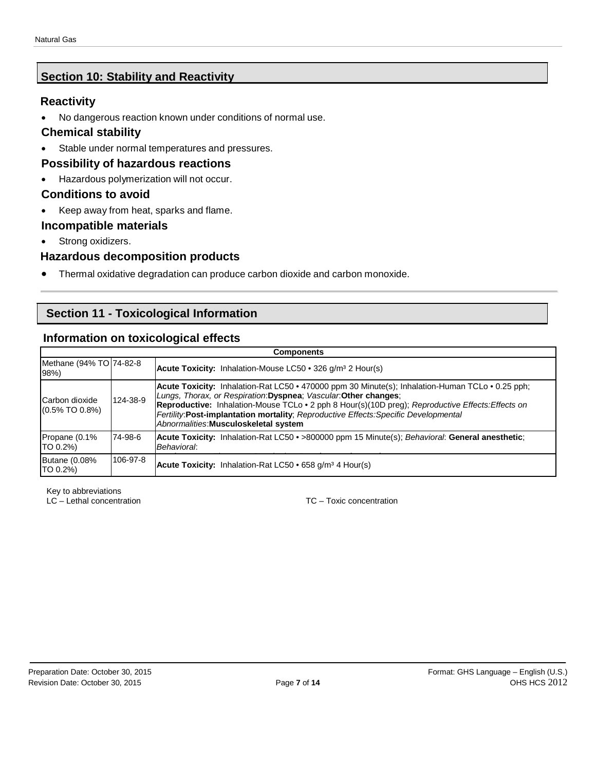## Section 10: Stability and Reactivity

### Reactivity

- No dangerous reaction known under conditions of normal use.

### Chemical stability

- Stable under normal temperatures and pressures.

### Possibility of hazardous reactions

- Hazardous polymerization will not occur.

### Conditions to avoid

- Keep away from heat, sparks and flame.

### Incompatible materials

- Strong oxidizers.

### Hazardous decomposition products

- Thermal oxidative degradation can produce carbon dioxide and carbon monoxide.

## Section 11 - Toxicological Information

### Information on toxicological effects

| Components | | |
|---|---|---|
| Methane (94% TO 98%) | 74-82-8 | **Acute Toxicity:** Inhalation-Mouse LC50 • 326 g/m³ 2 Hour(s) |
| Carbon dioxide (0.5% TO 0.8%) | 124-38-9 | **Acute Toxicity:** Inhalation-Rat LC50 • 470000 ppm 30 Minute(s); Inhalation-Human TCLo • 0.25 pph; *Lungs, Thorax, or Respiration*:**Dyspnea**; *Vascular*:**Other changes**; **Reproductive:** Inhalation-Mouse TCLo • 2 pph 8 Hour(s)(10D preg); *Reproductive Effects:Effects on Fertility*:**Post-implantation mortality**; *Reproductive Effects:Specific Developmental Abnormalities*:**Musculoskeletal system** |
| Propane (0.1% TO 0.2%) | 74-98-6 | **Acute Toxicity:** Inhalation-Rat LC50 • >800000 ppm 15 Minute(s); *Behavioral*: **General anesthetic**; *Behavioral*: |
| Butane (0.08% TO 0.2%) | 106-97-8 | **Acute Toxicity:** Inhalation-Rat LC50 • 658 g/m³ 4 Hour(s) |

Key to abbreviations

LC – Lethal concentration

TC – Toxic concentration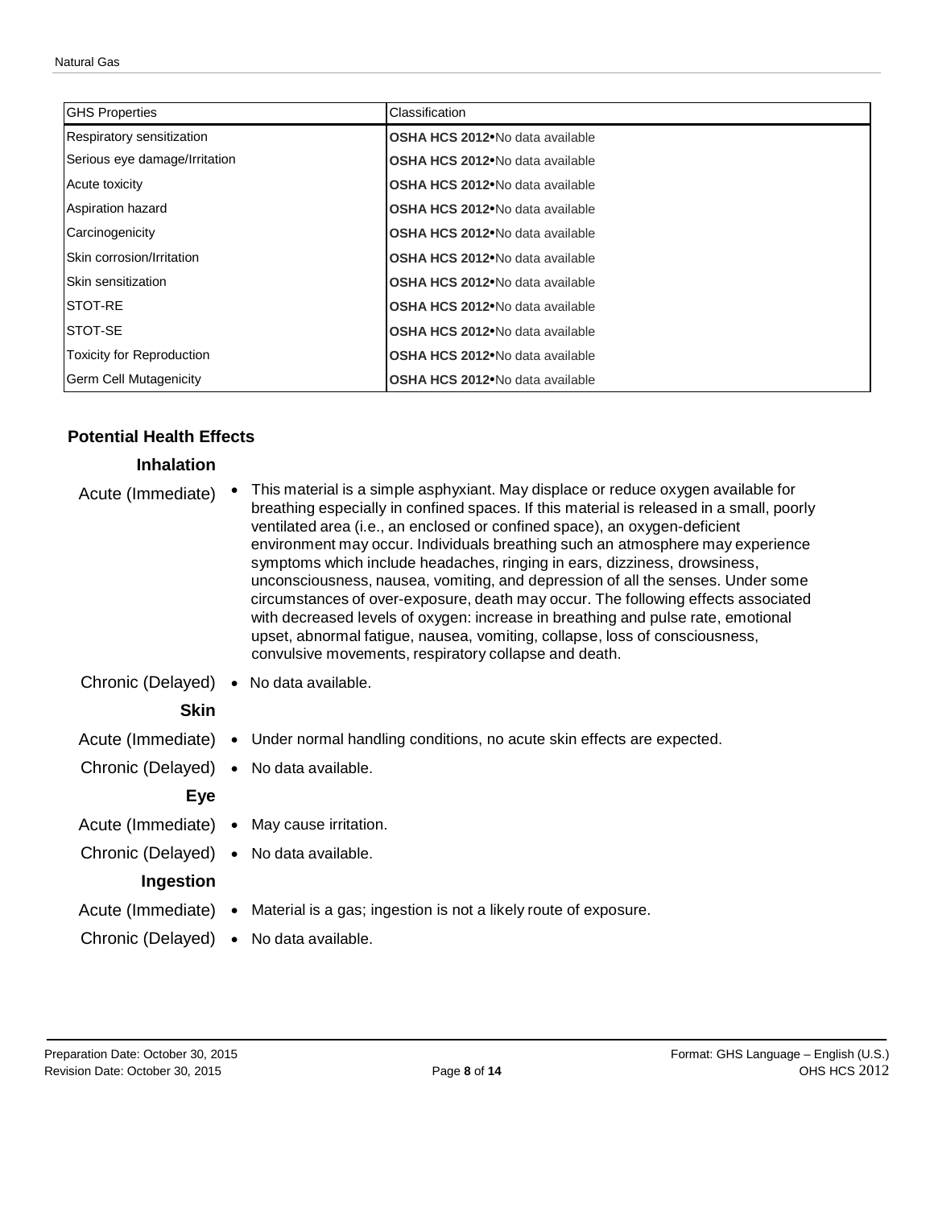| GHS Properties | Classification |
| --- | --- |
| Respiratory sensitization | **OSHA HCS 2012**•No data available |
| Serious eye damage/Irritation | **OSHA HCS 2012**•No data available |
| Acute toxicity | **OSHA HCS 2012**•No data available |
| Aspiration hazard | **OSHA HCS 2012**•No data available |
| Carcinogenicity | **OSHA HCS 2012**•No data available |
| Skin corrosion/Irritation | **OSHA HCS 2012**•No data available |
| Skin sensitization | **OSHA HCS 2012**•No data available |
| STOT-RE | **OSHA HCS 2012**•No data available |
| STOT-SE | **OSHA HCS 2012**•No data available |
| Toxicity for Reproduction | **OSHA HCS 2012**•No data available |
| Germ Cell Mutagenicity | **OSHA HCS 2012**•No data available |

### Potential Health Effects

**Inhalation**

Acute (Immediate)
- This material is a simple asphyxiant. May displace or reduce oxygen available for breathing especially in confined spaces. If this material is released in a small, poorly ventilated area (i.e., an enclosed or confined space), an oxygen-deficient environment may occur. Individuals breathing such an atmosphere may experience symptoms which include headaches, ringing in ears, dizziness, drowsiness, unconsciousness, nausea, vomiting, and depression of all the senses. Under some circumstances of over-exposure, death may occur. The following effects associated with decreased levels of oxygen: increase in breathing and pulse rate, emotional upset, abnormal fatigue, nausea, vomiting, collapse, loss of consciousness, convulsive movements, respiratory collapse and death.

Chronic (Delayed)
- No data available.

**Skin**

Acute (Immediate)
- Under normal handling conditions, no acute skin effects are expected.

Chronic (Delayed)
- No data available.

**Eye**

Acute (Immediate)
- May cause irritation.

Chronic (Delayed)
- No data available.

**Ingestion**

Acute (Immediate)
- Material is a gas; ingestion is not a likely route of exposure.

Chronic (Delayed)
- No data available.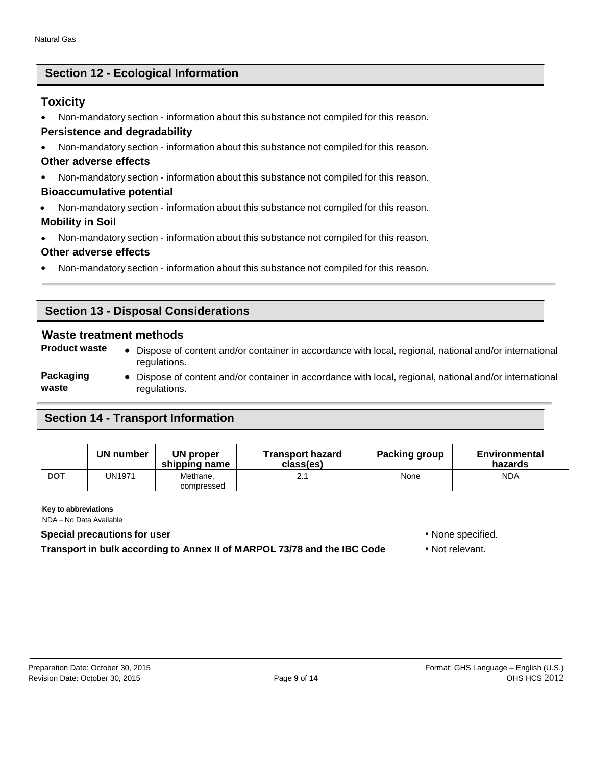## Section 12 - Ecological Information

### Toxicity

- Non-mandatory section - information about this substance not compiled for this reason.

#### Persistence and degradability

- Non-mandatory section - information about this substance not compiled for this reason.

#### Other adverse effects

- Non-mandatory section - information about this substance not compiled for this reason.

#### Bioaccumulative potential

- Non-mandatory section - information about this substance not compiled for this reason.

#### Mobility in Soil

- Non-mandatory section - information about this substance not compiled for this reason.

#### Other adverse effects

- Non-mandatory section - information about this substance not compiled for this reason.

## Section 13 - Disposal Considerations

### Waste treatment methods

**Product waste**

- Dispose of content and/or container in accordance with local, regional, national and/or international regulations.

**Packaging waste**

- Dispose of content and/or container in accordance with local, regional, national and/or international regulations.

## Section 14 - Transport Information

| | UN number | UN proper shipping name | Transport hazard class(es) | Packing group | Environmental hazards |
|---|---|---|---|---|---|
| **DOT** | UN1971 | Methane, compressed | 2.1 | None | NDA |

**Key to abbreviations**
NDA = No Data Available

**Special precautions for user** • None specified.

**Transport in bulk according to Annex II of MARPOL 73/78 and the IBC Code** • Not relevant.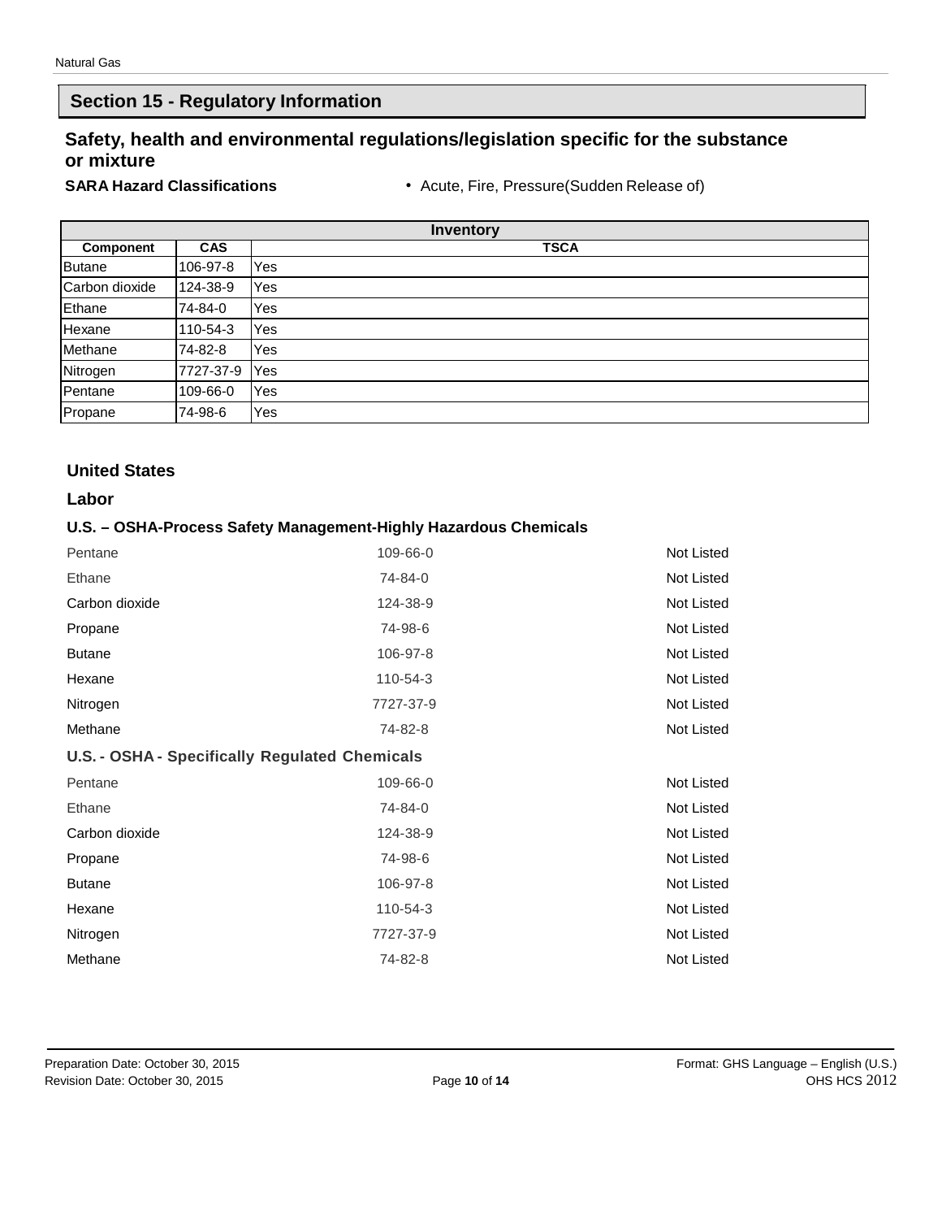## Section 15 - Regulatory Information

### Safety, health and environmental regulations/legislation specific for the substance or mixture

**SARA Hazard Classifications**

- Acute, Fire, Pressure(Sudden Release of)

| Inventory | | |
|---|---|---|
| **Component** | **CAS** | **TSCA** |
| Butane | 106-97-8 | Yes |
| Carbon dioxide | 124-38-9 | Yes |
| Ethane | 74-84-0 | Yes |
| Hexane | 110-54-3 | Yes |
| Methane | 74-82-8 | Yes |
| Nitrogen | 7727-37-9 | Yes |
| Pentane | 109-66-0 | Yes |
| Propane | 74-98-6 | Yes |

### United States

### Labor

#### U.S. – OSHA-Process Safety Management-Highly Hazardous Chemicals

| | | |
|---|---|---|
| Pentane | 109-66-0 | Not Listed |
| Ethane | 74-84-0 | Not Listed |
| Carbon dioxide | 124-38-9 | Not Listed |
| Propane | 74-98-6 | Not Listed |
| Butane | 106-97-8 | Not Listed |
| Hexane | 110-54-3 | Not Listed |
| Nitrogen | 7727-37-9 | Not Listed |
| Methane | 74-82-8 | Not Listed |

#### U.S. - OSHA - Specifically Regulated Chemicals

| | | |
|---|---|---|
| Pentane | 109-66-0 | Not Listed |
| Ethane | 74-84-0 | Not Listed |
| Carbon dioxide | 124-38-9 | Not Listed |
| Propane | 74-98-6 | Not Listed |
| Butane | 106-97-8 | Not Listed |
| Hexane | 110-54-3 | Not Listed |
| Nitrogen | 7727-37-9 | Not Listed |
| Methane | 74-82-8 | Not Listed |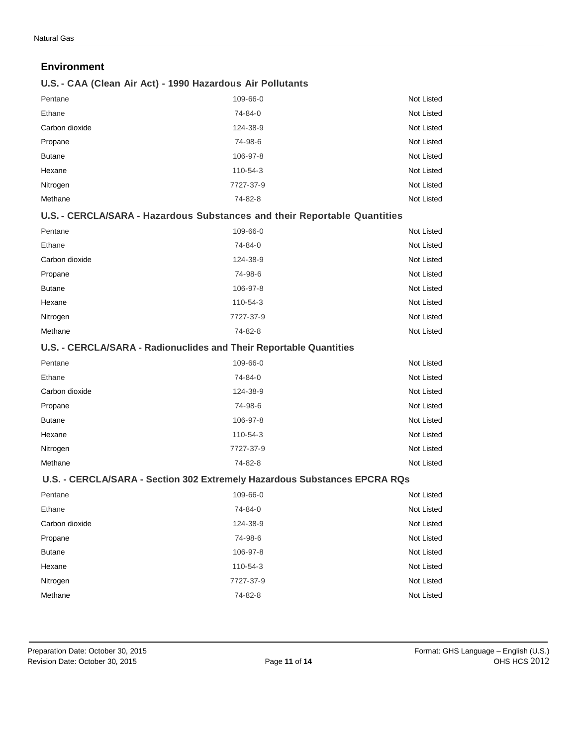## Environment

### U.S. - CAA (Clean Air Act) - 1990 Hazardous Air Pollutants

| | | |
|---|---|---|
| Pentane | 109-66-0 | Not Listed |
| Ethane | 74-84-0 | Not Listed |
| Carbon dioxide | 124-38-9 | Not Listed |
| Propane | 74-98-6 | Not Listed |
| Butane | 106-97-8 | Not Listed |
| Hexane | 110-54-3 | Not Listed |
| Nitrogen | 7727-37-9 | Not Listed |
| Methane | 74-82-8 | Not Listed |

### U.S. - CERCLA/SARA - Hazardous Substances and their Reportable Quantities

| | | |
|---|---|---|
| Pentane | 109-66-0 | Not Listed |
| Ethane | 74-84-0 | Not Listed |
| Carbon dioxide | 124-38-9 | Not Listed |
| Propane | 74-98-6 | Not Listed |
| Butane | 106-97-8 | Not Listed |
| Hexane | 110-54-3 | Not Listed |
| Nitrogen | 7727-37-9 | Not Listed |
| Methane | 74-82-8 | Not Listed |

### U.S. - CERCLA/SARA - Radionuclides and Their Reportable Quantities

| | | |
|---|---|---|
| Pentane | 109-66-0 | Not Listed |
| Ethane | 74-84-0 | Not Listed |
| Carbon dioxide | 124-38-9 | Not Listed |
| Propane | 74-98-6 | Not Listed |
| Butane | 106-97-8 | Not Listed |
| Hexane | 110-54-3 | Not Listed |
| Nitrogen | 7727-37-9 | Not Listed |
| Methane | 74-82-8 | Not Listed |

### U.S. - CERCLA/SARA - Section 302 Extremely Hazardous Substances EPCRA RQs

| | | |
|---|---|---|
| Pentane | 109-66-0 | Not Listed |
| Ethane | 74-84-0 | Not Listed |
| Carbon dioxide | 124-38-9 | Not Listed |
| Propane | 74-98-6 | Not Listed |
| Butane | 106-97-8 | Not Listed |
| Hexane | 110-54-3 | Not Listed |
| Nitrogen | 7727-37-9 | Not Listed |
| Methane | 74-82-8 | Not Listed |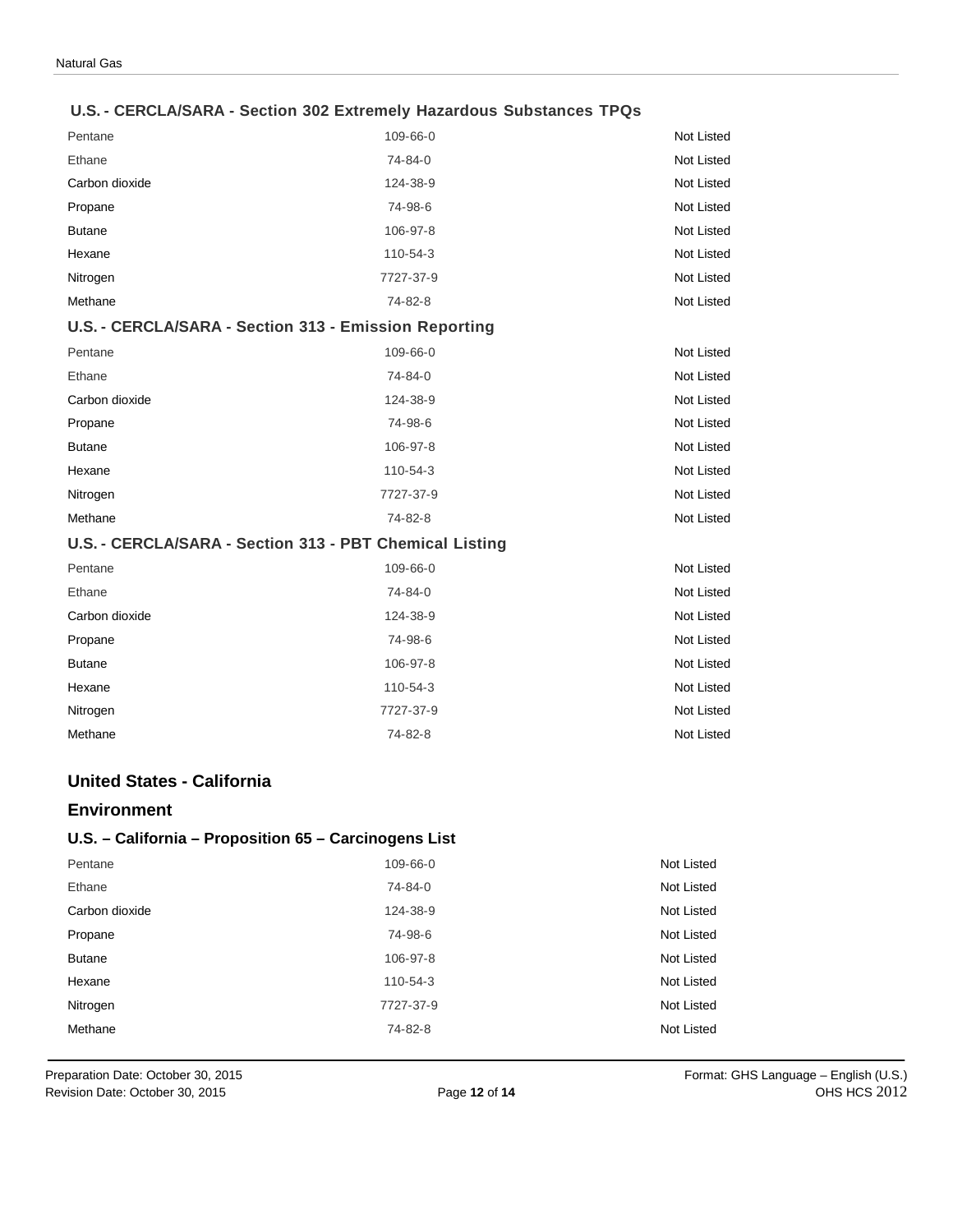### U.S. - CERCLA/SARA - Section 302 Extremely Hazardous Substances TPQs

| | | |
|---|---|---|
| Pentane | 109-66-0 | Not Listed |
| Ethane | 74-84-0 | Not Listed |
| Carbon dioxide | 124-38-9 | Not Listed |
| Propane | 74-98-6 | Not Listed |
| Butane | 106-97-8 | Not Listed |
| Hexane | 110-54-3 | Not Listed |
| Nitrogen | 7727-37-9 | Not Listed |
| Methane | 74-82-8 | Not Listed |

### U.S. - CERCLA/SARA - Section 313 - Emission Reporting

| | | |
|---|---|---|
| Pentane | 109-66-0 | Not Listed |
| Ethane | 74-84-0 | Not Listed |
| Carbon dioxide | 124-38-9 | Not Listed |
| Propane | 74-98-6 | Not Listed |
| Butane | 106-97-8 | Not Listed |
| Hexane | 110-54-3 | Not Listed |
| Nitrogen | 7727-37-9 | Not Listed |
| Methane | 74-82-8 | Not Listed |

### U.S. - CERCLA/SARA - Section 313 - PBT Chemical Listing

| | | |
|---|---|---|
| Pentane | 109-66-0 | Not Listed |
| Ethane | 74-84-0 | Not Listed |
| Carbon dioxide | 124-38-9 | Not Listed |
| Propane | 74-98-6 | Not Listed |
| Butane | 106-97-8 | Not Listed |
| Hexane | 110-54-3 | Not Listed |
| Nitrogen | 7727-37-9 | Not Listed |
| Methane | 74-82-8 | Not Listed |

## United States - California

## Environment

### U.S. – California – Proposition 65 – Carcinogens List

| | | |
|---|---|---|
| Pentane | 109-66-0 | Not Listed |
| Ethane | 74-84-0 | Not Listed |
| Carbon dioxide | 124-38-9 | Not Listed |
| Propane | 74-98-6 | Not Listed |
| Butane | 106-97-8 | Not Listed |
| Hexane | 110-54-3 | Not Listed |
| Nitrogen | 7727-37-9 | Not Listed |
| Methane | 74-82-8 | Not Listed |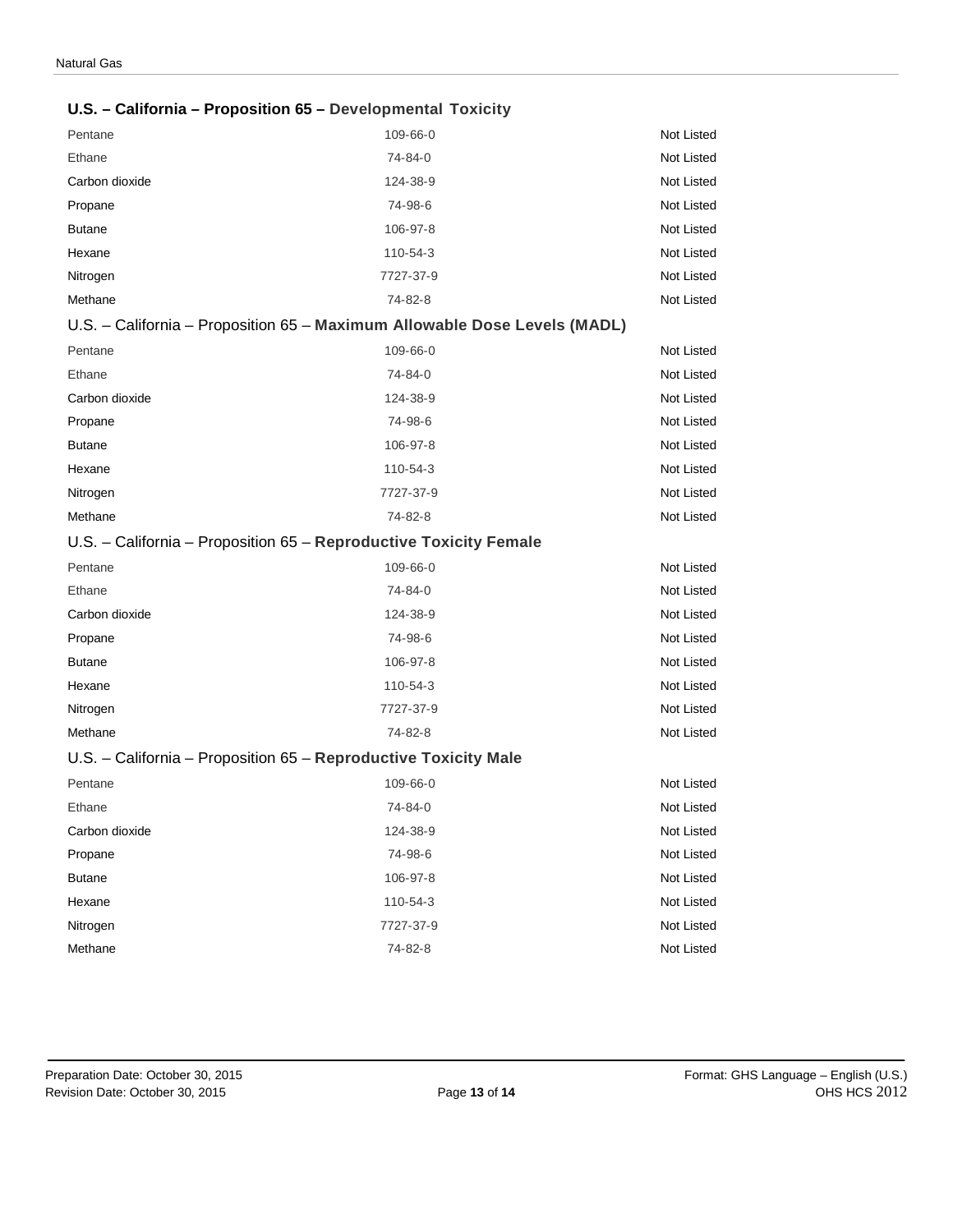**U.S. – California – Proposition 65 – Developmental Toxicity**

| | | |
|---|---|---|
| Pentane | 109-66-0 | Not Listed |
| Ethane | 74-84-0 | Not Listed |
| Carbon dioxide | 124-38-9 | Not Listed |
| Propane | 74-98-6 | Not Listed |
| Butane | 106-97-8 | Not Listed |
| Hexane | 110-54-3 | Not Listed |
| Nitrogen | 7727-37-9 | Not Listed |
| Methane | 74-82-8 | Not Listed |

U.S. – California – Proposition 65 – **Maximum Allowable Dose Levels (MADL)**

| | | |
|---|---|---|
| Pentane | 109-66-0 | Not Listed |
| Ethane | 74-84-0 | Not Listed |
| Carbon dioxide | 124-38-9 | Not Listed |
| Propane | 74-98-6 | Not Listed |
| Butane | 106-97-8 | Not Listed |
| Hexane | 110-54-3 | Not Listed |
| Nitrogen | 7727-37-9 | Not Listed |
| Methane | 74-82-8 | Not Listed |

U.S. – California – Proposition 65 – **Reproductive Toxicity Female**

| | | |
|---|---|---|
| Pentane | 109-66-0 | Not Listed |
| Ethane | 74-84-0 | Not Listed |
| Carbon dioxide | 124-38-9 | Not Listed |
| Propane | 74-98-6 | Not Listed |
| Butane | 106-97-8 | Not Listed |
| Hexane | 110-54-3 | Not Listed |
| Nitrogen | 7727-37-9 | Not Listed |
| Methane | 74-82-8 | Not Listed |

U.S. – California – Proposition 65 – **Reproductive Toxicity Male**

| | | |
|---|---|---|
| Pentane | 109-66-0 | Not Listed |
| Ethane | 74-84-0 | Not Listed |
| Carbon dioxide | 124-38-9 | Not Listed |
| Propane | 74-98-6 | Not Listed |
| Butane | 106-97-8 | Not Listed |
| Hexane | 110-54-3 | Not Listed |
| Nitrogen | 7727-37-9 | Not Listed |
| Methane | 74-82-8 | Not Listed |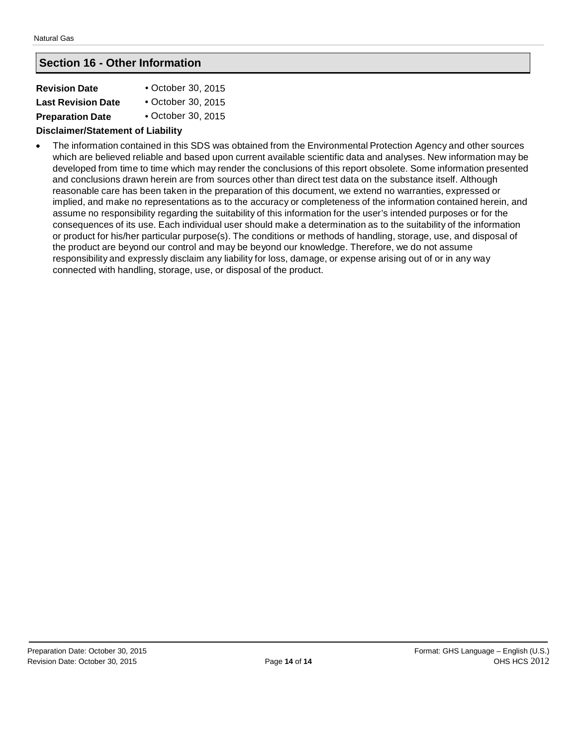## Section 16 - Other Information

| | |
|---|---|
| **Revision Date** | • October 30, 2015 |
| **Last Revision Date** | • October 30, 2015 |
| **Preparation Date** | • October 30, 2015 |

**Disclaimer/Statement of Liability**

- The information contained in this SDS was obtained from the Environmental Protection Agency and other sources which are believed reliable and based upon current available scientific data and analyses. New information may be developed from time to time which may render the conclusions of this report obsolete. Some information presented and conclusions drawn herein are from sources other than direct test data on the substance itself. Although reasonable care has been taken in the preparation of this document, we extend no warranties, expressed or implied, and make no representations as to the accuracy or completeness of the information contained herein, and assume no responsibility regarding the suitability of this information for the user's intended purposes or for the consequences of its use. Each individual user should make a determination as to the suitability of the information or product for his/her particular purpose(s). The conditions or methods of handling, storage, use, and disposal of the product are beyond our control and may be beyond our knowledge. Therefore, we do not assume responsibility and expressly disclaim any liability for loss, damage, or expense arising out of or in any way connected with handling, storage, use, or disposal of the product.